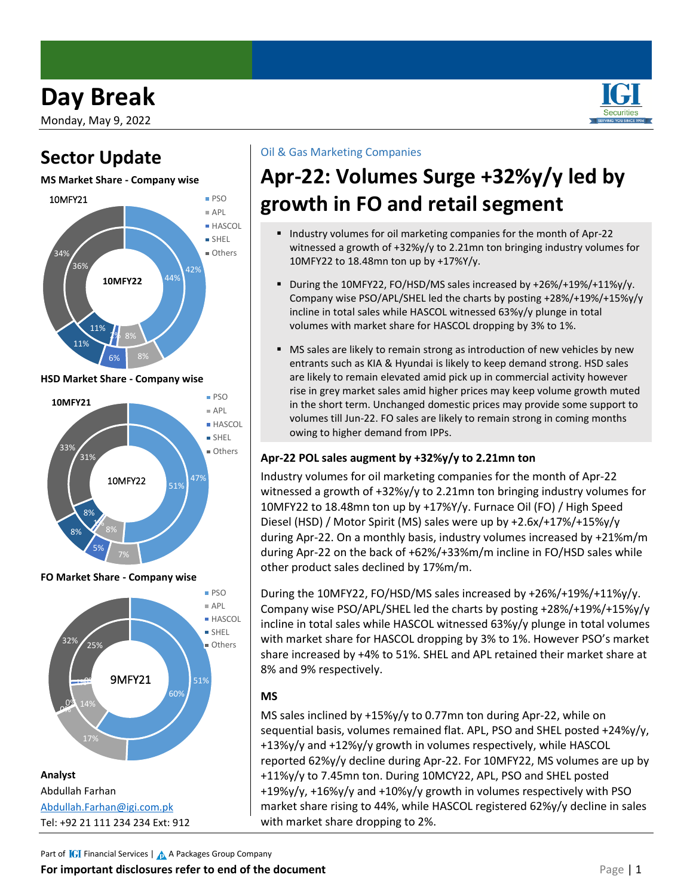# Day Break

Monday, May 9, 2022

## Sector Update

**MS Market Share - Company wise**

10MFY21

10MFY22

- PSO
- APL
- HASCOL
- SHEL
- Others

**HSD Market Share - Company wise**

10MFY21

10MFY22

- PSO
- APL
- HASCOL
- SHEL
- Others

**FO Market Share - Company wise**

9MFY21

- PSO
- APL
- HASCOL
- SHEL
- Others

**Analyst**

Abdullah Farhan

Abdullah.Farhan@igi.com.pk

Tel: +92 21 111 234 234 Ext: 912

Oil & Gas Marketing Companies

# Apr-22: Volumes Surge +32%y/y led by growth in FO and retail segment

- Industry volumes for oil marketing companies for the month of Apr-22 witnessed a growth of +32%y/y to 2.21mn ton bringing industry volumes for 10MFY22 to 18.48mn ton up by +17%Y/y.
- During the 10MFY22, FO/HSD/MS sales increased by +26%/+19%/+11%y/y. Company wise PSO/APL/SHEL led the charts by posting +28%/+19%/+15%y/y incline in total sales while HASCOL witnessed 63%y/y plunge in total volumes with market share for HASCOL dropping by 3% to 1%.
- MS sales are likely to remain strong as introduction of new vehicles by new entrants such as KIA & Hyundai is likely to keep demand strong. HSD sales are likely to remain elevated amid pick up in commercial activity however rise in grey market sales amid higher prices may keep volume growth muted in the short term. Unchanged domestic prices may provide some support to volumes till Jun-22. FO sales are likely to remain strong in coming months owing to higher demand from IPPs.

### Apr-22 POL sales augment by +32%y/y to 2.21mn ton

Industry volumes for oil marketing companies for the month of Apr-22 witnessed a growth of +32%y/y to 2.21mn ton bringing industry volumes for 10MFY22 to 18.48mn ton up by +17%Y/y. Furnace Oil (FO) / High Speed Diesel (HSD) / Motor Spirit (MS) sales were up by +2.6x/+17%/+15%y/y during Apr-22. On a monthly basis, industry volumes increased by +21%m/m during Apr-22 on the back of +62%/+33%m/m incline in FO/HSD sales while other product sales declined by 17%m/m.

During the 10MFY22, FO/HSD/MS sales increased by +26%/+19%/+11%y/y. Company wise PSO/APL/SHEL led the charts by posting +28%/+19%/+15%y/y incline in total sales while HASCOL witnessed 63%y/y plunge in total volumes with market share for HASCOL dropping by 3% to 1%. However PSO's market share increased by +4% to 51%. SHEL and APL retained their market share at 8% and 9% respectively.

### MS

MS sales inclined by +15%y/y to 0.77mn ton during Apr-22, while on sequential basis, volumes remained flat. APL, PSO and SHEL posted +24%y/y, +13%y/y and +12%y/y growth in volumes respectively, while HASCOL reported 62%y/y decline during Apr-22. For 10MFY22, MS volumes are up by +11%y/y to 7.45mn ton. During 10MCY22, APL, PSO and SHEL posted +19%y/y, +16%y/y and +10%y/y growth in volumes respectively with PSO market share rising to 44%, while HASCOL registered 62%y/y decline in sales with market share dropping to 2%.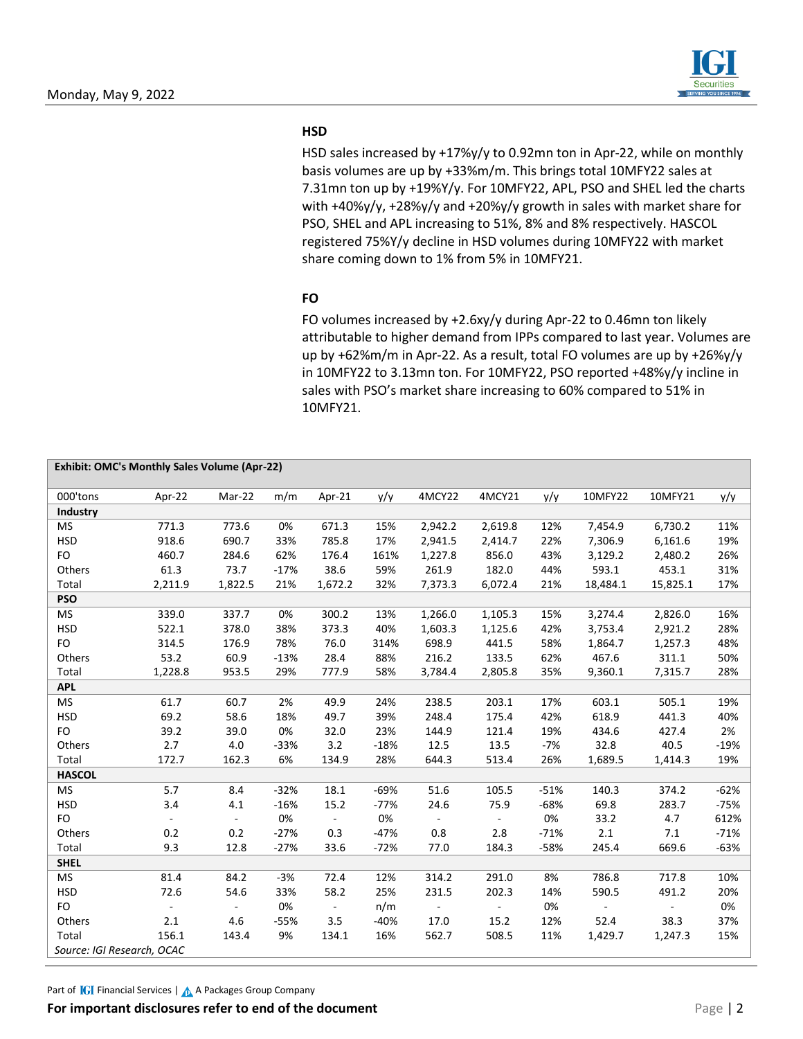### HSD

HSD sales increased by +17%y/y to 0.92mn ton in Apr-22, while on monthly basis volumes are up by +33%m/m. This brings total 10MFY22 sales at 7.31mn ton up by +19%Y/y. For 10MFY22, APL, PSO and SHEL led the charts with +40%y/y, +28%y/y and +20%y/y growth in sales with market share for PSO, SHEL and APL increasing to 51%, 8% and 8% respectively. HASCOL registered 75%Y/y decline in HSD volumes during 10MFY22 with market share coming down to 1% from 5% in 10MFY21.

### FO

FO volumes increased by +2.6xy/y during Apr-22 to 0.46mn ton likely attributable to higher demand from IPPs compared to last year. Volumes are up by +62%m/m in Apr-22. As a result, total FO volumes are up by +26%y/y in 10MFY22 to 3.13mn ton. For 10MFY22, PSO reported +48%y/y incline in sales with PSO's market share increasing to 60% compared to 51% in 10MFY21.

**Exhibit: OMC's Monthly Sales Volume (Apr-22)**

| 000'tons | Apr-22 | Mar-22 | m/m | Apr-21 | y/y | 4MCY22 | 4MCY21 | y/y | 10MFY22 | 10MFY21 | y/y |
|---|---|---|---|---|---|---|---|---|---|---|---|
| **Industry** | | | | | | | | | | | |
| MS | 771.3 | 773.6 | 0% | 671.3 | 15% | 2,942.2 | 2,619.8 | 12% | 7,454.9 | 6,730.2 | 11% |
| HSD | 918.6 | 690.7 | 33% | 785.8 | 17% | 2,941.5 | 2,414.7 | 22% | 7,306.9 | 6,161.6 | 19% |
| FO | 460.7 | 284.6 | 62% | 176.4 | 161% | 1,227.8 | 856.0 | 43% | 3,129.2 | 2,480.2 | 26% |
| Others | 61.3 | 73.7 | -17% | 38.6 | 59% | 261.9 | 182.0 | 44% | 593.1 | 453.1 | 31% |
| Total | 2,211.9 | 1,822.5 | 21% | 1,672.2 | 32% | 7,373.3 | 6,072.4 | 21% | 18,484.1 | 15,825.1 | 17% |
| **PSO** | | | | | | | | | | | |
| MS | 339.0 | 337.7 | 0% | 300.2 | 13% | 1,266.0 | 1,105.3 | 15% | 3,274.4 | 2,826.0 | 16% |
| HSD | 522.1 | 378.0 | 38% | 373.3 | 40% | 1,603.3 | 1,125.6 | 42% | 3,753.4 | 2,921.2 | 28% |
| FO | 314.5 | 176.9 | 78% | 76.0 | 314% | 698.9 | 441.5 | 58% | 1,864.7 | 1,257.3 | 48% |
| Others | 53.2 | 60.9 | -13% | 28.4 | 88% | 216.2 | 133.5 | 62% | 467.6 | 311.1 | 50% |
| Total | 1,228.8 | 953.5 | 29% | 777.9 | 58% | 3,784.4 | 2,805.8 | 35% | 9,360.1 | 7,315.7 | 28% |
| **APL** | | | | | | | | | | | |
| MS | 61.7 | 60.7 | 2% | 49.9 | 24% | 238.5 | 203.1 | 17% | 603.1 | 505.1 | 19% |
| HSD | 69.2 | 58.6 | 18% | 49.7 | 39% | 248.4 | 175.4 | 42% | 618.9 | 441.3 | 40% |
| FO | 39.2 | 39.0 | 0% | 32.0 | 23% | 144.9 | 121.4 | 19% | 434.6 | 427.4 | 2% |
| Others | 2.7 | 4.0 | -33% | 3.2 | -18% | 12.5 | 13.5 | -7% | 32.8 | 40.5 | -19% |
| Total | 172.7 | 162.3 | 6% | 134.9 | 28% | 644.3 | 513.4 | 26% | 1,689.5 | 1,414.3 | 19% |
| **HASCOL** | | | | | | | | | | | |
| MS | 5.7 | 8.4 | -32% | 18.1 | -69% | 51.6 | 105.5 | -51% | 140.3 | 374.2 | -62% |
| HSD | 3.4 | 4.1 | -16% | 15.2 | -77% | 24.6 | 75.9 | -68% | 69.8 | 283.7 | -75% |
| FO | - | - | 0% | - | 0% | - | - | 0% | 33.2 | 4.7 | 612% |
| Others | 0.2 | 0.2 | -27% | 0.3 | -47% | 0.8 | 2.8 | -71% | 2.1 | 7.1 | -71% |
| Total | 9.3 | 12.8 | -27% | 33.6 | -72% | 77.0 | 184.3 | -58% | 245.4 | 669.6 | -63% |
| **SHEL** | | | | | | | | | | | |
| MS | 81.4 | 84.2 | -3% | 72.4 | 12% | 314.2 | 291.0 | 8% | 786.8 | 717.8 | 10% |
| HSD | 72.6 | 54.6 | 33% | 58.2 | 25% | 231.5 | 202.3 | 14% | 590.5 | 491.2 | 20% |
| FO | - | - | 0% | - | n/m | - | - | 0% | - | - | 0% |
| Others | 2.1 | 4.6 | -55% | 3.5 | -40% | 17.0 | 15.2 | 12% | 52.4 | 38.3 | 37% |
| Total | 156.1 | 143.4 | 9% | 134.1 | 16% | 562.7 | 508.5 | 11% | 1,429.7 | 1,247.3 | 15% |

*Source: IGI Research, OCAC*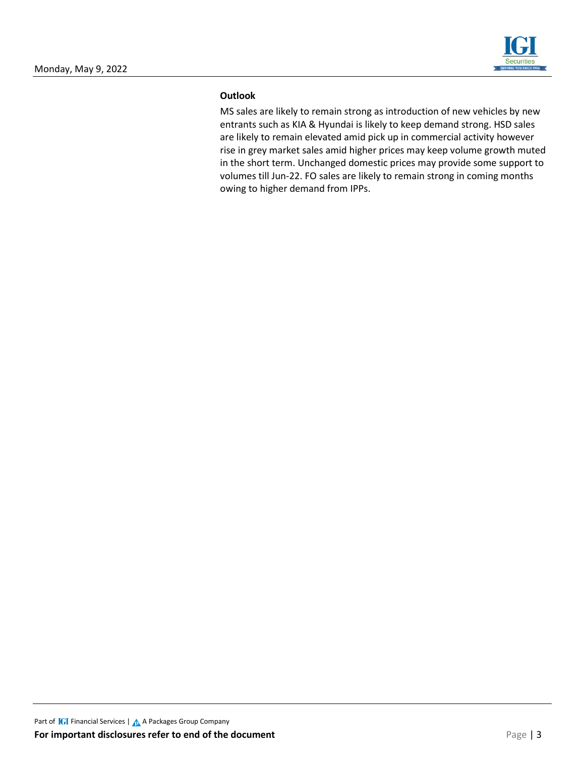**Outlook**

MS sales are likely to remain strong as introduction of new vehicles by new entrants such as KIA & Hyundai is likely to keep demand strong. HSD sales are likely to remain elevated amid pick up in commercial activity however rise in grey market sales amid higher prices may keep volume growth muted in the short term. Unchanged domestic prices may provide some support to volumes till Jun-22. FO sales are likely to remain strong in coming months owing to higher demand from IPPs.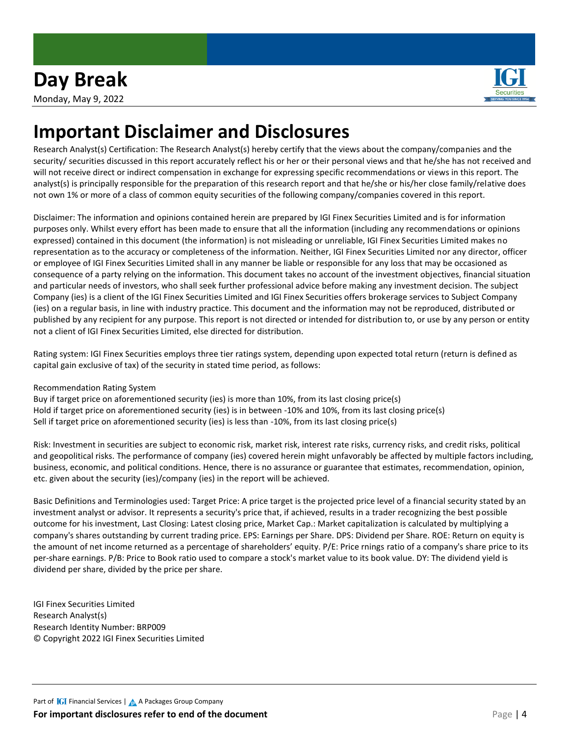# Important Disclaimer and Disclosures

Research Analyst(s) Certification: The Research Analyst(s) hereby certify that the views about the company/companies and the security/ securities discussed in this report accurately reflect his or her or their personal views and that he/she has not received and will not receive direct or indirect compensation in exchange for expressing specific recommendations or views in this report. The analyst(s) is principally responsible for the preparation of this research report and that he/she or his/her close family/relative does not own 1% or more of a class of common equity securities of the following company/companies covered in this report.

Disclaimer: The information and opinions contained herein are prepared by IGI Finex Securities Limited and is for information purposes only. Whilst every effort has been made to ensure that all the information (including any recommendations or opinions expressed) contained in this document (the information) is not misleading or unreliable, IGI Finex Securities Limited makes no representation as to the accuracy or completeness of the information. Neither, IGI Finex Securities Limited nor any director, officer or employee of IGI Finex Securities Limited shall in any manner be liable or responsible for any loss that may be occasioned as consequence of a party relying on the information. This document takes no account of the investment objectives, financial situation and particular needs of investors, who shall seek further professional advice before making any investment decision. The subject Company (ies) is a client of the IGI Finex Securities Limited and IGI Finex Securities offers brokerage services to Subject Company (ies) on a regular basis, in line with industry practice. This document and the information may not be reproduced, distributed or published by any recipient for any purpose. This report is not directed or intended for distribution to, or use by any person or entity not a client of IGI Finex Securities Limited, else directed for distribution.

Rating system: IGI Finex Securities employs three tier ratings system, depending upon expected total return (return is defined as capital gain exclusive of tax) of the security in stated time period, as follows:

Recommendation Rating System
Buy if target price on aforementioned security (ies) is more than 10%, from its last closing price(s)
Hold if target price on aforementioned security (ies) is in between -10% and 10%, from its last closing price(s)
Sell if target price on aforementioned security (ies) is less than -10%, from its last closing price(s)

Risk: Investment in securities are subject to economic risk, market risk, interest rate risks, currency risks, and credit risks, political and geopolitical risks. The performance of company (ies) covered herein might unfavorably be affected by multiple factors including, business, economic, and political conditions. Hence, there is no assurance or guarantee that estimates, recommendation, opinion, etc. given about the security (ies)/company (ies) in the report will be achieved.

Basic Definitions and Terminologies used: Target Price: A price target is the projected price level of a financial security stated by an investment analyst or advisor. It represents a security's price that, if achieved, results in a trader recognizing the best possible outcome for his investment, Last Closing: Latest closing price, Market Cap.: Market capitalization is calculated by multiplying a company's shares outstanding by current trading price. EPS: Earnings per Share. DPS: Dividend per Share. ROE: Return on equity is the amount of net income returned as a percentage of shareholders' equity. P/E: Price rnings ratio of a company's share price to its per-share earnings. P/B: Price to Book ratio used to compare a stock's market value to its book value. DY: The dividend yield is dividend per share, divided by the price per share.

IGI Finex Securities Limited
Research Analyst(s)
Research Identity Number: BRP009
© Copyright 2022 IGI Finex Securities Limited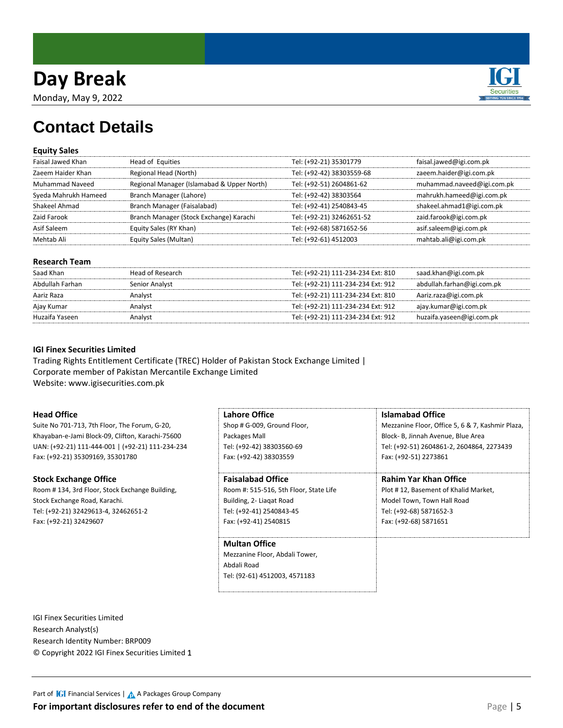# Day Break

Monday, May 9, 2022

# Contact Details

## Equity Sales

| | | | |
|---|---|---|---|
| Faisal Jawed Khan | Head of Equities | Tel: (+92-21) 35301779 | faisal.jawed@igi.com.pk |
| Zaeem Haider Khan | Regional Head (North) | Tel: (+92-42) 38303559-68 | zaeem.haider@igi.com.pk |
| Muhammad Naveed | Regional Manager (Islamabad & Upper North) | Tel: (+92-51) 2604861-62 | muhammad.naveed@igi.com.pk |
| Syeda Mahrukh Hameed | Branch Manager (Lahore) | Tel: (+92-42) 38303564 | mahrukh.hameed@igi.com.pk |
| Shakeel Ahmad | Branch Manager (Faisalabad) | Tel: (+92-41) 2540843-45 | shakeel.ahmad1@igi.com.pk |
| Zaid Farook | Branch Manager (Stock Exchange) Karachi | Tel: (+92-21) 32462651-52 | zaid.farook@igi.com.pk |
| Asif Saleem | Equity Sales (RY Khan) | Tel: (+92-68) 5871652-56 | asif.saleem@igi.com.pk |
| Mehtab Ali | Equity Sales (Multan) | Tel: (+92-61) 4512003 | mahtab.ali@igi.com.pk |

## Research Team

| | | | |
|---|---|---|---|
| Saad Khan | Head of Research | Tel: (+92-21) 111-234-234 Ext: 810 | saad.khan@igi.com.pk |
| Abdullah Farhan | Senior Analyst | Tel: (+92-21) 111-234-234 Ext: 912 | abdullah.farhan@igi.com.pk |
| Aariz Raza | Analyst | Tel: (+92-21) 111-234-234 Ext: 810 | Aariz.raza@igi.com.pk |
| Ajay Kumar | Analyst | Tel: (+92-21) 111-234-234 Ext: 912 | ajay.kumar@igi.com.pk |
| Huzaifa Yaseen | Analyst | Tel: (+92-21) 111-234-234 Ext: 912 | huzaifa.yaseen@igi.com.pk |

**IGI Finex Securities Limited**

Trading Rights Entitlement Certificate (TREC) Holder of Pakistan Stock Exchange Limited |
Corporate member of Pakistan Mercantile Exchange Limited
Website: www.igisecurities.com.pk

**Head Office**
Suite No 701-713, 7th Floor, The Forum, G-20,
Khayaban-e-Jami Block-09, Clifton, Karachi-75600
UAN: (+92-21) 111-444-001 | (+92-21) 111-234-234
Fax: (+92-21) 35309169, 35301780

**Stock Exchange Office**
Room # 134, 3rd Floor, Stock Exchange Building,
Stock Exchange Road, Karachi.
Tel: (+92-21) 32429613-4, 32462651-2
Fax: (+92-21) 32429607

**Lahore Office**
Shop # G-009, Ground Floor,
Packages Mall
Tel: (+92-42) 38303560-69
Fax: (+92-42) 38303559

**Faisalabad Office**
Room #: 515-516, 5th Floor, State Life
Building, 2- Liaqat Road
Tel: (+92-41) 2540843-45
Fax: (+92-41) 2540815

**Multan Office**
Mezzanine Floor, Abdali Tower,
Abdali Road
Tel: (92-61) 4512003, 4571183

**Islamabad Office**
Mezzanine Floor, Office 5, 6 & 7, Kashmir Plaza,
Block- B, Jinnah Avenue, Blue Area
Tel: (+92-51) 2604861-2, 2604864, 2273439
Fax: (+92-51) 2273861

**Rahim Yar Khan Office**
Plot # 12, Basement of Khalid Market,
Model Town, Town Hall Road
Tel: (+92-68) 5871652-3
Fax: (+92-68) 5871651

IGI Finex Securities Limited
Research Analyst(s)
Research Identity Number: BRP009
© Copyright 2022 IGI Finex Securities Limited 1

Part of IGI Financial Services | A Packages Group Company

**For important disclosures refer to end of the document**